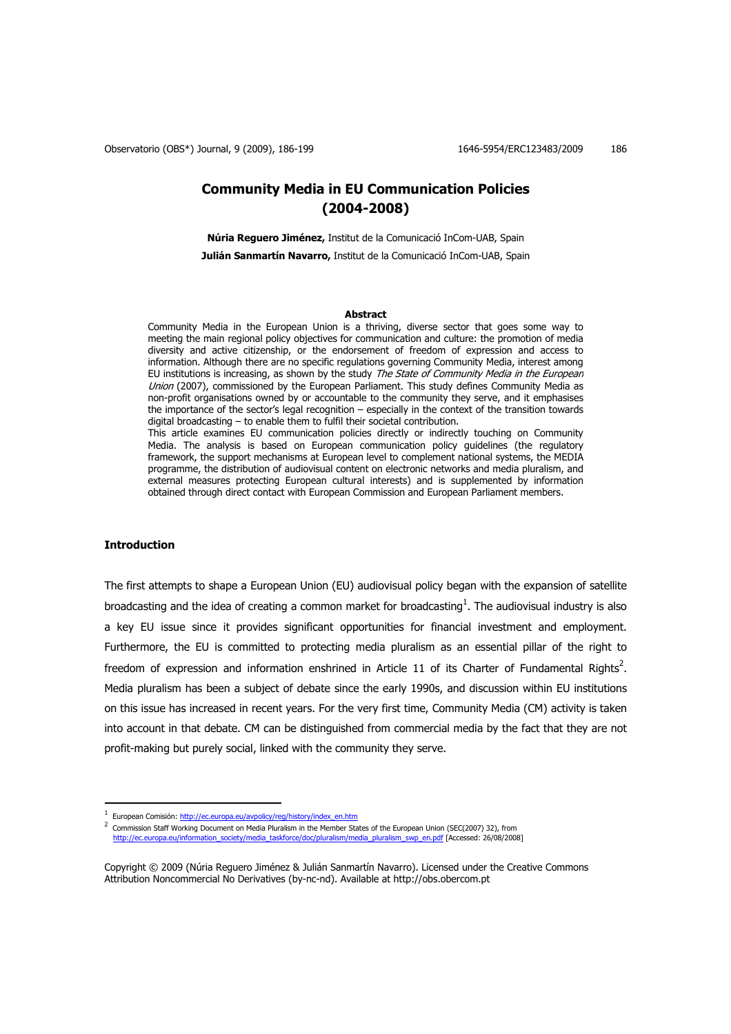# Community Media in EU Communication Policies (2004-2008)

**Núria Reguero Jiménez,** Institut de la Comunicació InCom-UAB, Spain

**Julián Sanmartín Navarro,** Institut de la Comunicació InCom-UAB, Spain

### Abstract

Community Media in the European Union is a thriving, diverse sector that goes some way to meeting the main regional policy objectives for communication and culture: the promotion of media diversity and active citizenship, or the endorsement of freedom of expression and access to information. Although there are no specific regulations governing Community Media, interest among EU institutions is increasing, as shown by the study *The State of Community Media in the European Union* (2007), commissioned by the European Parliament. This study defines Community Media as non-profit organisations owned by or accountable to the community they serve, and it emphasises the importance of the sector's legal recognition – especially in the context of the transition towards digital broadcasting – to enable them to fulfil their societal contribution.

This article examines EU communication policies directly or indirectly touching on Community Media. The analysis is based on European communication policy guidelines (the regulatory framework, the support mechanisms at European level to complement national systems, the MEDIA programme, the distribution of audiovisual content on electronic networks and media pluralism, and external measures protecting European cultural interests) and is supplemented by information obtained through direct contact with European Commission and European Parliament members.

## Introduction

The first attempts to shape a European Union (EU) audiovisual policy began with the expansion of satellite broadcasting and the idea of creating a common market for broadcasting[1]. The audiovisual industry is also a key EU issue since it provides significant opportunities for financial investment and employment. Furthermore, the EU is committed to protecting media pluralism as an essential pillar of the right to freedom of expression and information enshrined in Article 11 of its Charter of Fundamental Rights[2]. Media pluralism has been a subject of debate since the early 1990s, and discussion within EU institutions on this issue has increased in recent years. For the very first time, Community Media (CM) activity is taken into account in that debate. CM can be distinguished from commercial media by the fact that they are not profit-making but purely social, linked with the community they serve.

---

[1] European Comisión: http://ec.europa.eu/avpolicy/reg/history/index_en.htm

[2] Commission Staff Working Document on Media Pluralism in the Member States of the European Union (SEC(2007) 32), from http://ec.europa.eu/information_society/media_taskforce/doc/pluralism/media_pluralism_swp_en.pdf [Accessed: 26/08/2008]

Copyright © 2009 (Núria Reguero Jiménez & Julián Sanmartín Navarro). Licensed under the Creative Commons Attribution Noncommercial No Derivatives (by-nc-nd). Available at http://obs.obercom.pt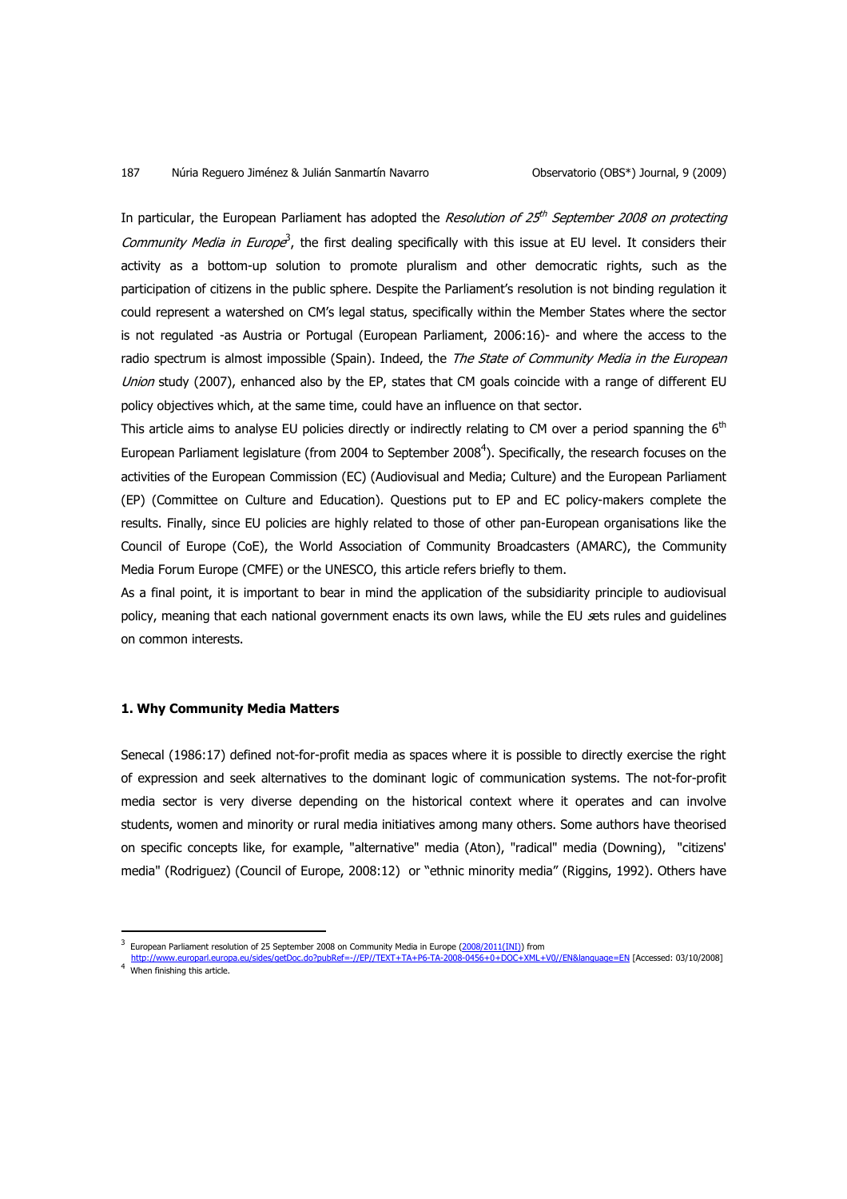In particular, the European Parliament has adopted the *Resolution of 25th September 2008 on protecting Community Media in Europe*[3], the first dealing specifically with this issue at EU level. It considers their activity as a bottom-up solution to promote pluralism and other democratic rights, such as the participation of citizens in the public sphere. Despite the Parliament's resolution is not binding regulation it could represent a watershed on CM's legal status, specifically within the Member States where the sector is not regulated -as Austria or Portugal (European Parliament, 2006:16)- and where the access to the radio spectrum is almost impossible (Spain). Indeed, the *The State of Community Media in the European Union* study (2007), enhanced also by the EP, states that CM goals coincide with a range of different EU policy objectives which, at the same time, could have an influence on that sector.

This article aims to analyse EU policies directly or indirectly relating to CM over a period spanning the 6th European Parliament legislature (from 2004 to September 2008[4]). Specifically, the research focuses on the activities of the European Commission (EC) (Audiovisual and Media; Culture) and the European Parliament (EP) (Committee on Culture and Education). Questions put to EP and EC policy-makers complete the results. Finally, since EU policies are highly related to those of other pan-European organisations like the Council of Europe (CoE), the World Association of Community Broadcasters (AMARC), the Community Media Forum Europe (CMFE) or the UNESCO, this article refers briefly to them.

As a final point, it is important to bear in mind the application of the subsidiarity principle to audiovisual policy, meaning that each national government enacts its own laws, while the EU sets rules and guidelines on common interests.

## 1. Why Community Media Matters

Senecal (1986:17) defined not-for-profit media as spaces where it is possible to directly exercise the right of expression and seek alternatives to the dominant logic of communication systems. The not-for-profit media sector is very diverse depending on the historical context where it operates and can involve students, women and minority or rural media initiatives among many others. Some authors have theorised on specific concepts like, for example, "alternative" media (Aton), "radical" media (Downing), "citizens' media" (Rodriguez) (Council of Europe, 2008:12) or "ethnic minority media" (Riggins, 1992). Others have

---

[3] European Parliament resolution of 25 September 2008 on Community Media in Europe (2008/2011(INI)) from http://www.europarl.europa.eu/sides/getDoc.do?pubRef=-//EP//TEXT+TA+P6-TA-2008-0456+0+DOC+XML+V0//EN&language=EN [Accessed: 03/10/2008]

[4] When finishing this article.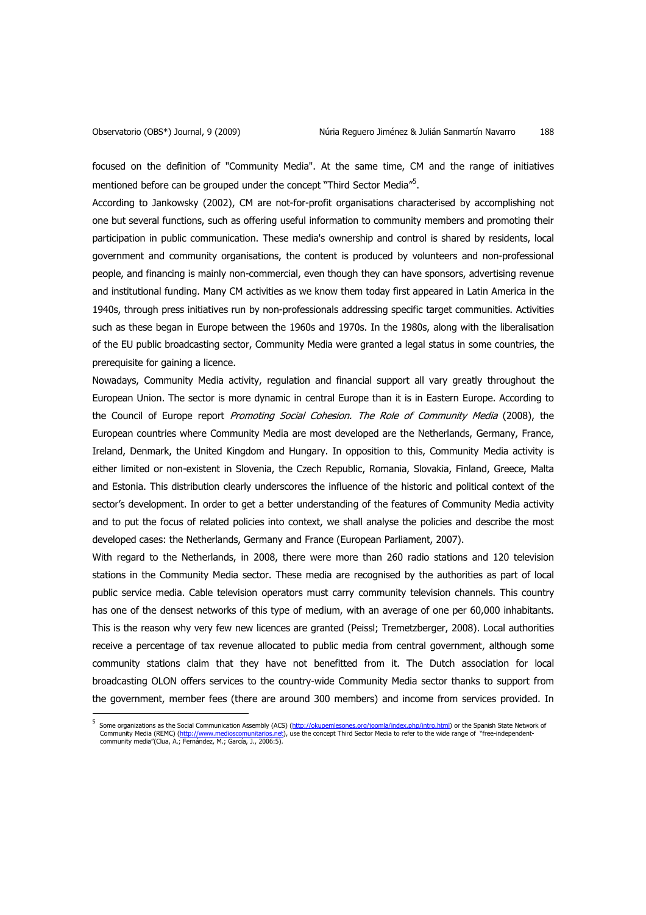focused on the definition of "Community Media". At the same time, CM and the range of initiatives mentioned before can be grouped under the concept "Third Sector Media"[5].

According to Jankowsky (2002), CM are not-for-profit organisations characterised by accomplishing not one but several functions, such as offering useful information to community members and promoting their participation in public communication. These media's ownership and control is shared by residents, local government and community organisations, the content is produced by volunteers and non-professional people, and financing is mainly non-commercial, even though they can have sponsors, advertising revenue and institutional funding. Many CM activities as we know them today first appeared in Latin America in the 1940s, through press initiatives run by non-professionals addressing specific target communities. Activities such as these began in Europe between the 1960s and 1970s. In the 1980s, along with the liberalisation of the EU public broadcasting sector, Community Media were granted a legal status in some countries, the prerequisite for gaining a licence.

Nowadays, Community Media activity, regulation and financial support all vary greatly throughout the European Union. The sector is more dynamic in central Europe than it is in Eastern Europe. According to the Council of Europe report *Promoting Social Cohesion. The Role of Community Media* (2008), the European countries where Community Media are most developed are the Netherlands, Germany, France, Ireland, Denmark, the United Kingdom and Hungary. In opposition to this, Community Media activity is either limited or non-existent in Slovenia, the Czech Republic, Romania, Slovakia, Finland, Greece, Malta and Estonia. This distribution clearly underscores the influence of the historic and political context of the sector's development. In order to get a better understanding of the features of Community Media activity and to put the focus of related policies into context, we shall analyse the policies and describe the most developed cases: the Netherlands, Germany and France (European Parliament, 2007).

With regard to the Netherlands, in 2008, there were more than 260 radio stations and 120 television stations in the Community Media sector. These media are recognised by the authorities as part of local public service media. Cable television operators must carry community television channels. This country has one of the densest networks of this type of medium, with an average of one per 60,000 inhabitants. This is the reason why very few new licences are granted (Peissl; Tremetzberger, 2008). Local authorities receive a percentage of tax revenue allocated to public media from central government, although some community stations claim that they have not benefitted from it. The Dutch association for local broadcasting OLON offers services to the country-wide Community Media sector thanks to support from the government, member fees (there are around 300 members) and income from services provided. In

---

[5] Some organizations as the Social Communication Assembly (ACS) (http://okupemlesones.org/joomla/index.php/intro.html) or the Spanish State Network of Community Media (REMC) (http://www.medioscomunitarios.net), use the concept Third Sector Media to refer to the wide range of "free-independent-community media"(Clua, A.; Fernández, M.; García, J., 2006:5).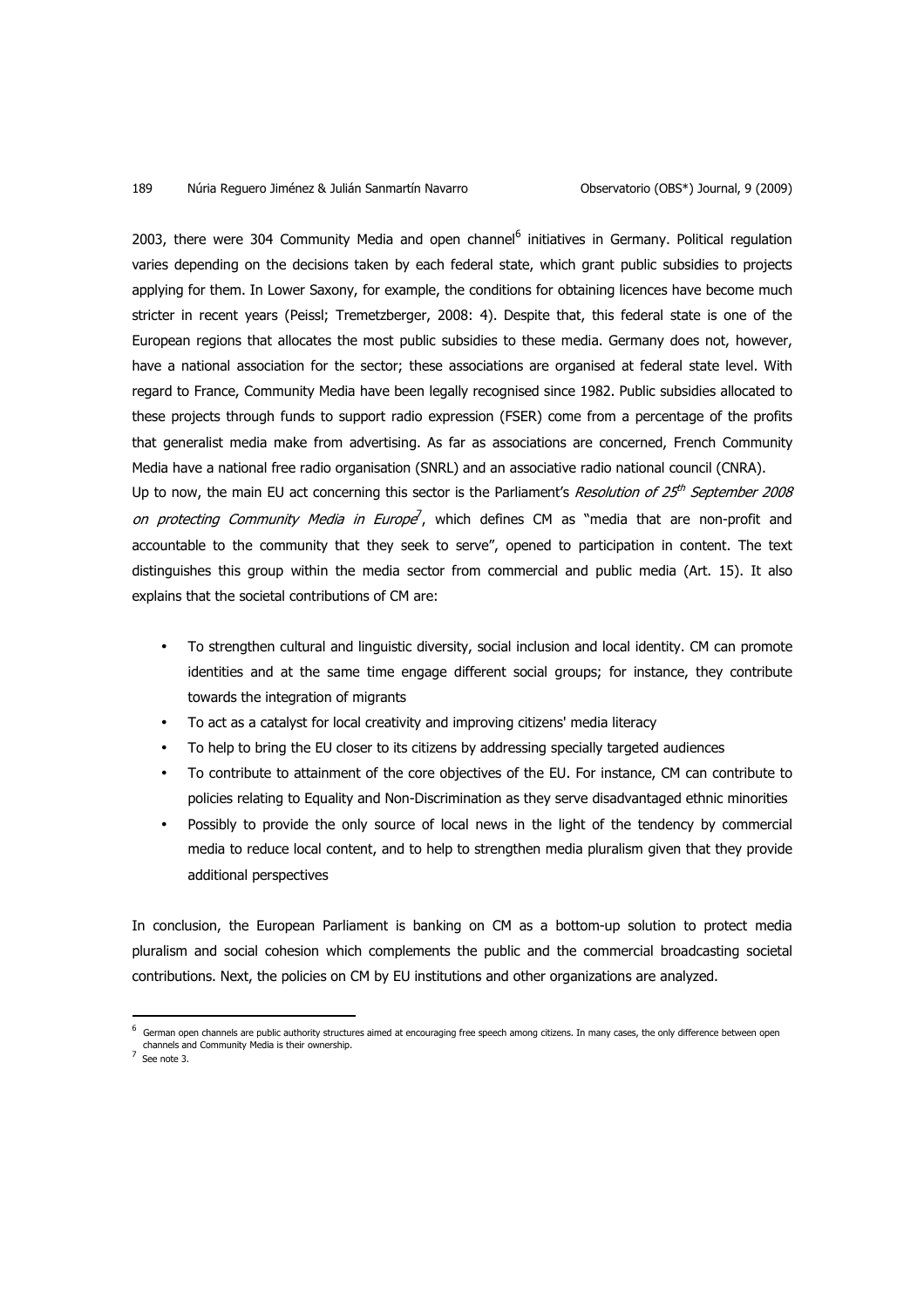2003, there were 304 Community Media and open channel[6] initiatives in Germany. Political regulation varies depending on the decisions taken by each federal state, which grant public subsidies to projects applying for them. In Lower Saxony, for example, the conditions for obtaining licences have become much stricter in recent years (Peissl; Tremetzberger, 2008: 4). Despite that, this federal state is one of the European regions that allocates the most public subsidies to these media. Germany does not, however, have a national association for the sector; these associations are organised at federal state level. With regard to France, Community Media have been legally recognised since 1982. Public subsidies allocated to these projects through funds to support radio expression (FSER) come from a percentage of the profits that generalist media make from advertising. As far as associations are concerned, French Community Media have a national free radio organisation (SNRL) and an associative radio national council (CNRA).

Up to now, the main EU act concerning this sector is the Parliament's *Resolution of 25th September 2008 on protecting Community Media in Europe*[7], which defines CM as "media that are non-profit and accountable to the community that they seek to serve", opened to participation in content. The text distinguishes this group within the media sector from commercial and public media (Art. 15). It also explains that the societal contributions of CM are:

- To strengthen cultural and linguistic diversity, social inclusion and local identity. CM can promote identities and at the same time engage different social groups; for instance, they contribute towards the integration of migrants
- To act as a catalyst for local creativity and improving citizens' media literacy
- To help to bring the EU closer to its citizens by addressing specially targeted audiences
- To contribute to attainment of the core objectives of the EU. For instance, CM can contribute to policies relating to Equality and Non-Discrimination as they serve disadvantaged ethnic minorities
- Possibly to provide the only source of local news in the light of the tendency by commercial media to reduce local content, and to help to strengthen media pluralism given that they provide additional perspectives

In conclusion, the European Parliament is banking on CM as a bottom-up solution to protect media pluralism and social cohesion which complements the public and the commercial broadcasting societal contributions. Next, the policies on CM by EU institutions and other organizations are analyzed.

---

[6] German open channels are public authority structures aimed at encouraging free speech among citizens. In many cases, the only difference between open channels and Community Media is their ownership.

[7] See note 3.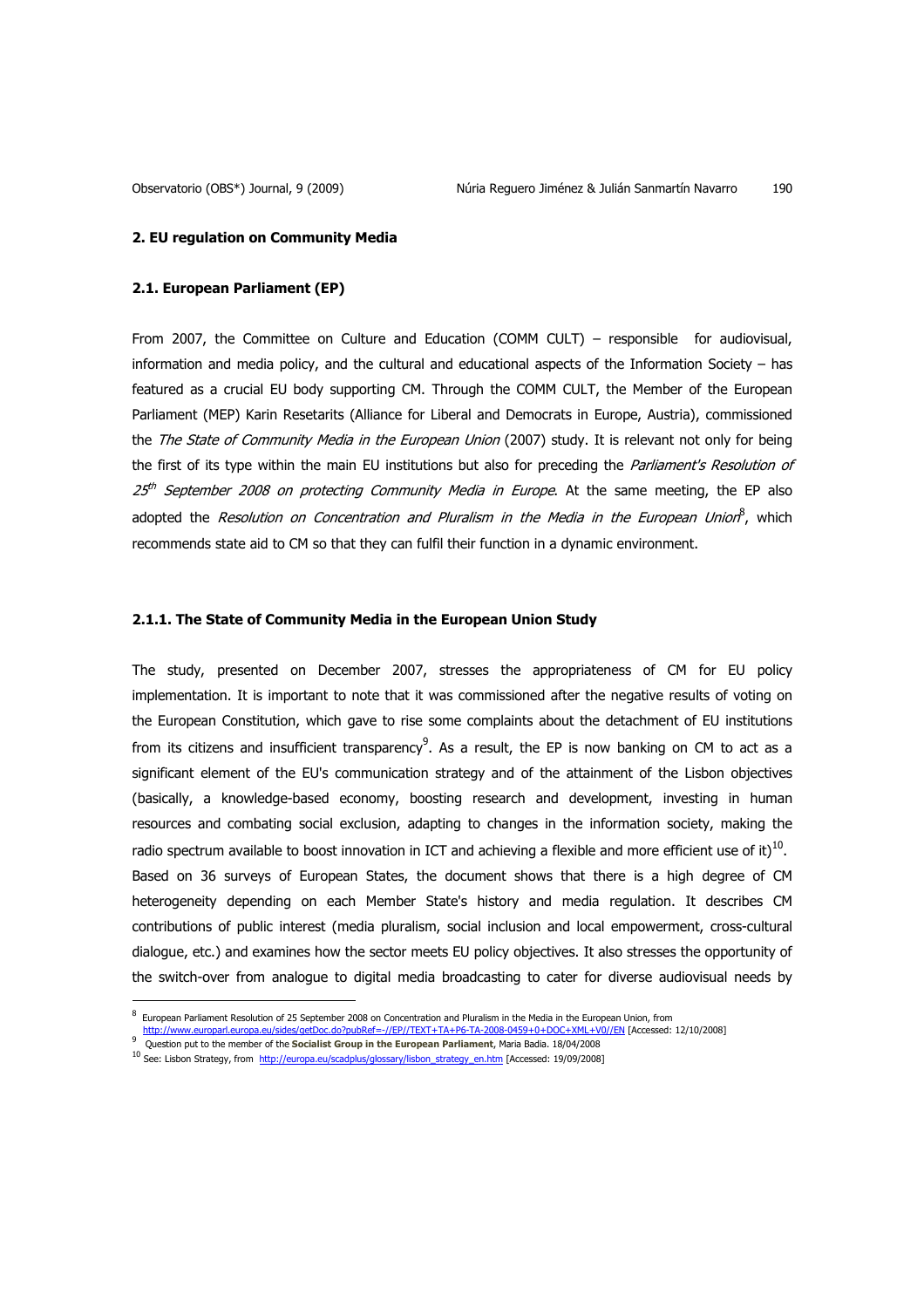## 2. EU regulation on Community Media

### 2.1. European Parliament (EP)

From 2007, the Committee on Culture and Education (COMM CULT) – responsible for audiovisual, information and media policy, and the cultural and educational aspects of the Information Society – has featured as a crucial EU body supporting CM. Through the COMM CULT, the Member of the European Parliament (MEP) Karin Resetarits (Alliance for Liberal and Democrats in Europe, Austria), commissioned the *The State of Community Media in the European Union* (2007) study. It is relevant not only for being the first of its type within the main EU institutions but also for preceding the *Parliament's Resolution of 25th September 2008 on protecting Community Media in Europe*. At the same meeting, the EP also adopted the *Resolution on Concentration and Pluralism in the Media in the European Union*[8], which recommends state aid to CM so that they can fulfil their function in a dynamic environment.

#### 2.1.1. The State of Community Media in the European Union Study

The study, presented on December 2007, stresses the appropriateness of CM for EU policy implementation. It is important to note that it was commissioned after the negative results of voting on the European Constitution, which gave to rise some complaints about the detachment of EU institutions from its citizens and insufficient transparency[9]. As a result, the EP is now banking on CM to act as a significant element of the EU's communication strategy and of the attainment of the Lisbon objectives (basically, a knowledge-based economy, boosting research and development, investing in human resources and combating social exclusion, adapting to changes in the information society, making the radio spectrum available to boost innovation in ICT and achieving a flexible and more efficient use of it)[10]. Based on 36 surveys of European States, the document shows that there is a high degree of CM heterogeneity depending on each Member State's history and media regulation. It describes CM contributions of public interest (media pluralism, social inclusion and local empowerment, cross-cultural dialogue, etc.) and examines how the sector meets EU policy objectives. It also stresses the opportunity of the switch-over from analogue to digital media broadcasting to cater for diverse audiovisual needs by

---

[8] European Parliament Resolution of 25 September 2008 on Concentration and Pluralism in the Media in the European Union, from http://www.europarl.europa.eu/sides/getDoc.do?pubRef=-//EP//TEXT+TA+P6-TA-2008-0459+0+DOC+XML+V0//EN [Accessed: 12/10/2008]

[9] Question put to the member of the **Socialist Group in the European Parliament**, Maria Badia. 18/04/2008

[10] See: Lisbon Strategy, from http://europa.eu/scadplus/glossary/lisbon_strategy_en.htm [Accessed: 19/09/2008]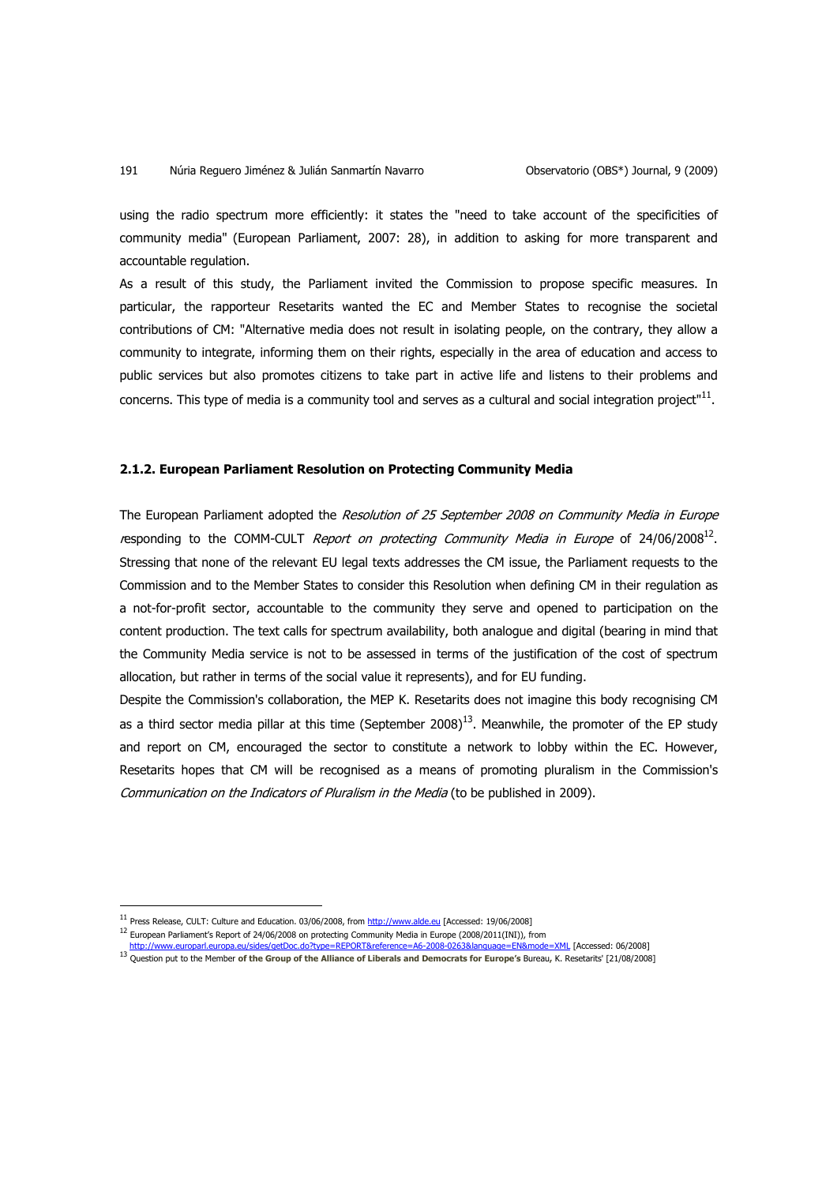using the radio spectrum more efficiently: it states the "need to take account of the specificities of community media" (European Parliament, 2007: 28), in addition to asking for more transparent and accountable regulation.

As a result of this study, the Parliament invited the Commission to propose specific measures. In particular, the rapporteur Resetarits wanted the EC and Member States to recognise the societal contributions of CM: "Alternative media does not result in isolating people, on the contrary, they allow a community to integrate, informing them on their rights, especially in the area of education and access to public services but also promotes citizens to take part in active life and listens to their problems and concerns. This type of media is a community tool and serves as a cultural and social integration project"[11].

### 2.1.2. European Parliament Resolution on Protecting Community Media

The European Parliament adopted the *Resolution of 25 September 2008 on Community Media in Europe* responding to the COMM-CULT *Report on protecting Community Media in Europe* of 24/06/2008[12]. Stressing that none of the relevant EU legal texts addresses the CM issue, the Parliament requests to the Commission and to the Member States to consider this Resolution when defining CM in their regulation as a not-for-profit sector, accountable to the community they serve and opened to participation on the content production. The text calls for spectrum availability, both analogue and digital (bearing in mind that the Community Media service is not to be assessed in terms of the justification of the cost of spectrum allocation, but rather in terms of the social value it represents), and for EU funding.

Despite the Commission's collaboration, the MEP K. Resetarits does not imagine this body recognising CM as a third sector media pillar at this time (September 2008)[13]. Meanwhile, the promoter of the EP study and report on CM, encouraged the sector to constitute a network to lobby within the EC. However, Resetarits hopes that CM will be recognised as a means of promoting pluralism in the Commission's *Communication on the Indicators of Pluralism in the Media* (to be published in 2009).

---

[11] Press Release, CULT: Culture and Education. 03/06/2008, from http://www.alde.eu [Accessed: 19/06/2008]

[12] European Parliament's Report of 24/06/2008 on protecting Community Media in Europe (2008/2011(INI)), from http://www.europarl.europa.eu/sides/getDoc.do?type=REPORT&reference=A6-2008-0263&language=EN&mode=XML [Accessed: 06/2008]

[13] Question put to the Member **of the Group of the Alliance of Liberals and Democrats for Europe's** Bureau, K. Resetarits' [21/08/2008]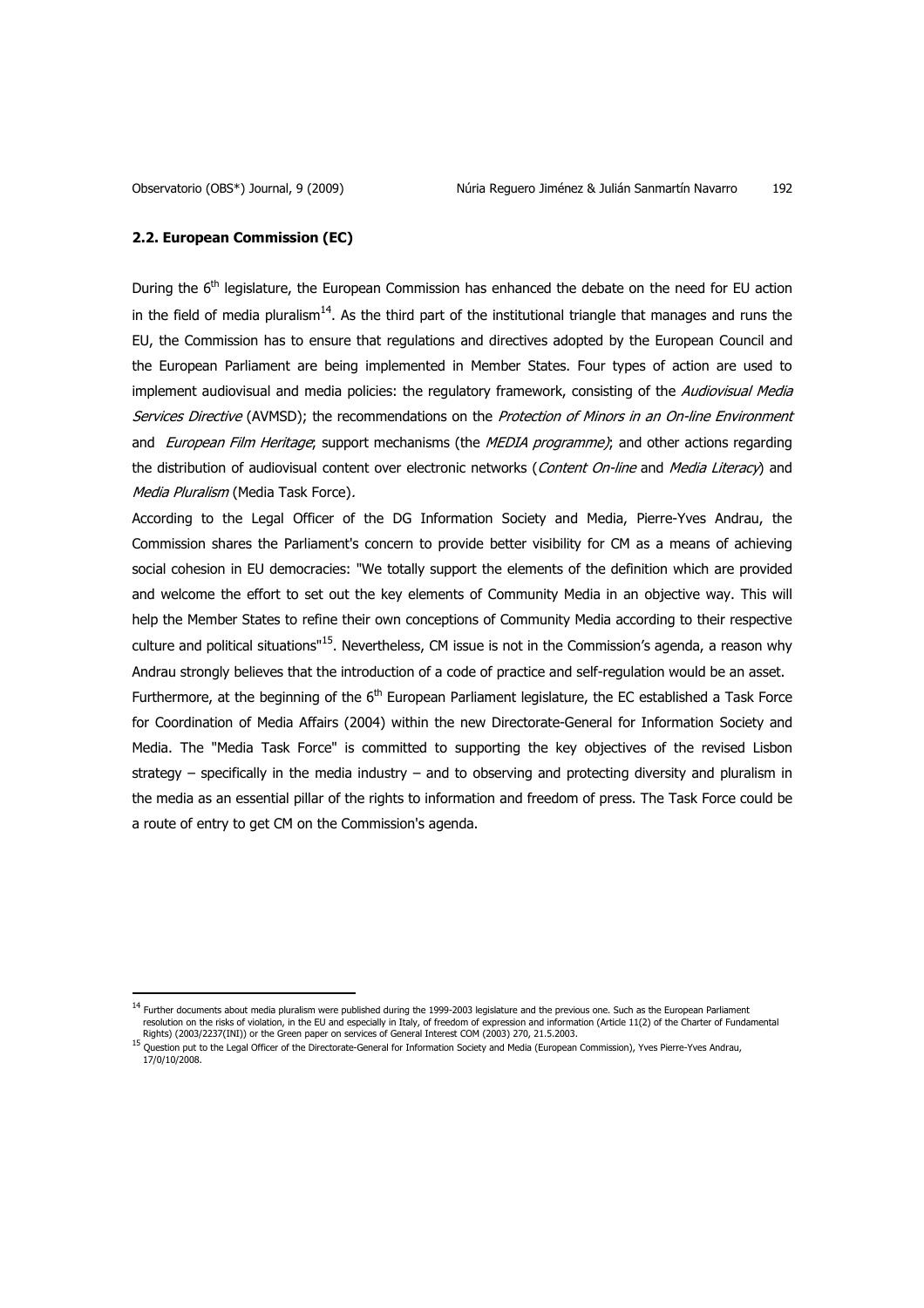### 2.2. European Commission (EC)

During the 6th legislature, the European Commission has enhanced the debate on the need for EU action in the field of media pluralism[14]. As the third part of the institutional triangle that manages and runs the EU, the Commission has to ensure that regulations and directives adopted by the European Council and the European Parliament are being implemented in Member States. Four types of action are used to implement audiovisual and media policies: the regulatory framework, consisting of the *Audiovisual Media Services Directive* (AVMSD); the recommendations on the *Protection of Minors in an On-line Environment* and *European Film Heritage*; support mechanisms (the *MEDIA programme)*; and other actions regarding the distribution of audiovisual content over electronic networks (*Content On-line* and *Media Literacy*) and *Media Pluralism* (Media Task Force).

According to the Legal Officer of the DG Information Society and Media, Pierre-Yves Andrau, the Commission shares the Parliament's concern to provide better visibility for CM as a means of achieving social cohesion in EU democracies: "We totally support the elements of the definition which are provided and welcome the effort to set out the key elements of Community Media in an objective way. This will help the Member States to refine their own conceptions of Community Media according to their respective culture and political situations"[15]. Nevertheless, CM issue is not in the Commission's agenda, a reason why Andrau strongly believes that the introduction of a code of practice and self-regulation would be an asset.

Furthermore, at the beginning of the 6th European Parliament legislature, the EC established a Task Force for Coordination of Media Affairs (2004) within the new Directorate-General for Information Society and Media. The "Media Task Force" is committed to supporting the key objectives of the revised Lisbon strategy – specifically in the media industry – and to observing and protecting diversity and pluralism in the media as an essential pillar of the rights to information and freedom of press. The Task Force could be a route of entry to get CM on the Commission's agenda.

---

[14] Further documents about media pluralism were published during the 1999-2003 legislature and the previous one. Such as the European Parliament resolution on the risks of violation, in the EU and especially in Italy, of freedom of expression and information (Article 11(2) of the Charter of Fundamental Rights) (2003/2237(INI)) or the Green paper on services of General Interest COM (2003) 270, 21.5.2003.

[15] Question put to the Legal Officer of the Directorate-General for Information Society and Media (European Commission), Yves Pierre-Yves Andrau, 17/0/10/2008.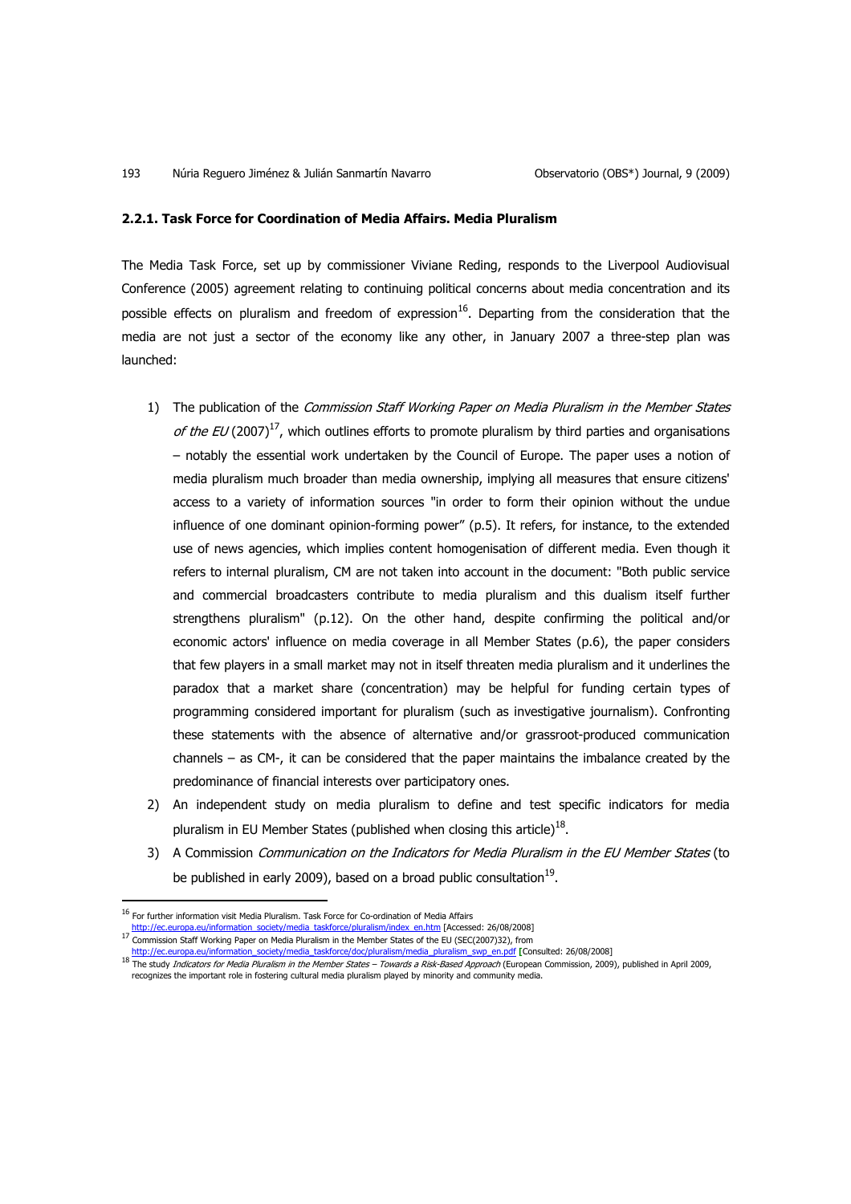#### 2.2.1. Task Force for Coordination of Media Affairs. Media Pluralism

The Media Task Force, set up by commissioner Viviane Reding, responds to the Liverpool Audiovisual Conference (2005) agreement relating to continuing political concerns about media concentration and its possible effects on pluralism and freedom of expression[16]. Departing from the consideration that the media are not just a sector of the economy like any other, in January 2007 a three-step plan was launched:

1) The publication of the *Commission Staff Working Paper on Media Pluralism in the Member States of the EU* (2007)[17], which outlines efforts to promote pluralism by third parties and organisations – notably the essential work undertaken by the Council of Europe. The paper uses a notion of media pluralism much broader than media ownership, implying all measures that ensure citizens' access to a variety of information sources "in order to form their opinion without the undue influence of one dominant opinion-forming power" (p.5). It refers, for instance, to the extended use of news agencies, which implies content homogenisation of different media. Even though it refers to internal pluralism, CM are not taken into account in the document: "Both public service and commercial broadcasters contribute to media pluralism and this dualism itself further strengthens pluralism" (p.12). On the other hand, despite confirming the political and/or economic actors' influence on media coverage in all Member States (p.6), the paper considers that few players in a small market may not in itself threaten media pluralism and it underlines the paradox that a market share (concentration) may be helpful for funding certain types of programming considered important for pluralism (such as investigative journalism). Confronting these statements with the absence of alternative and/or grassroot-produced communication channels – as CM-, it can be considered that the paper maintains the imbalance created by the predominance of financial interests over participatory ones.
2) An independent study on media pluralism to define and test specific indicators for media pluralism in EU Member States (published when closing this article)[18].
3) A Commission *Communication on the Indicators for Media Pluralism in the EU Member States* (to be published in early 2009), based on a broad public consultation[19].

---

[16] For further information visit Media Pluralism. Task Force for Co-ordination of Media Affairs http://ec.europa.eu/information_society/media_taskforce/pluralism/index_en.htm [Accessed: 26/08/2008]

[17] Commission Staff Working Paper on Media Pluralism in the Member States of the EU (SEC(2007)32), from http://ec.europa.eu/information_society/media_taskforce/doc/pluralism/media_pluralism_swp_en.pdf [Consulted: 26/08/2008]

[18] The study *Indicators for Media Pluralism in the Member States – Towards a Risk-Based Approach* (European Commission, 2009), published in April 2009, recognizes the important role in fostering cultural media pluralism played by minority and community media.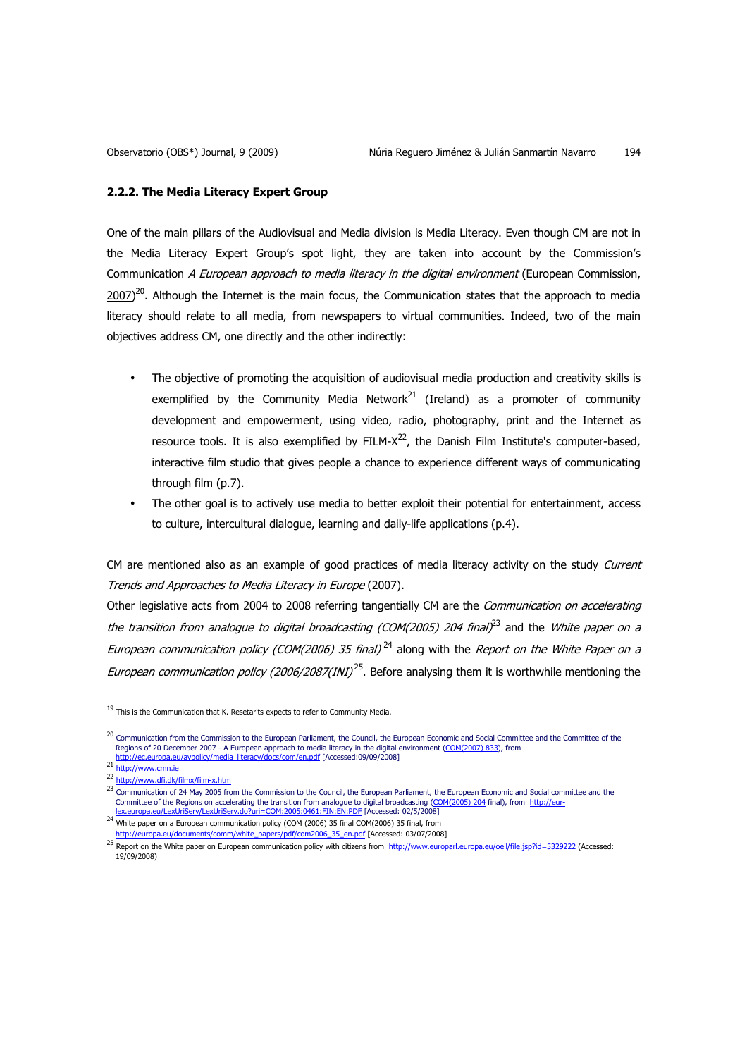### 2.2.2. The Media Literacy Expert Group

One of the main pillars of the Audiovisual and Media division is Media Literacy. Even though CM are not in the Media Literacy Expert Group's spot light, they are taken into account by the Commission's Communication *A European approach to media literacy in the digital environment* (European Commission, 2007)[20]. Although the Internet is the main focus, the Communication states that the approach to media literacy should relate to all media, from newspapers to virtual communities. Indeed, two of the main objectives address CM, one directly and the other indirectly:

- The objective of promoting the acquisition of audiovisual media production and creativity skills is exemplified by the Community Media Network[21] (Ireland) as a promoter of community development and empowerment, using video, radio, photography, print and the Internet as resource tools. It is also exemplified by FILM-X[22], the Danish Film Institute's computer-based, interactive film studio that gives people a chance to experience different ways of communicating through film (p.7).
- The other goal is to actively use media to better exploit their potential for entertainment, access to culture, intercultural dialogue, learning and daily-life applications (p.4).

CM are mentioned also as an example of good practices of media literacy activity on the study *Current Trends and Approaches to Media Literacy in Europe* (2007).

Other legislative acts from 2004 to 2008 referring tangentially CM are the *Communication on accelerating the transition from analogue to digital broadcasting (COM(2005) 204 final)*[23] and the *White paper on a European communication policy (COM(2006) 35 final)*[24] along with the *Report on the White Paper on a European communication policy (2006/2087(INI)*[25]. Before analysing them it is worthwhile mentioning the

---

[19] This is the Communication that K. Resetarits expects to refer to Community Media.

[20] Communication from the Commission to the European Parliament, the Council, the European Economic and Social Committee and the Committee of the Regions of 20 December 2007 - A European approach to media literacy in the digital environment (COM(2007) 833), from http://ec.europa.eu/avpolicy/media_literacy/docs/com/en.pdf [Accessed:09/09/2008]

[21] http://www.cmn.ie

[22] http://www.dfi.dk/filmx/film-x.htm

[23] Communication of 24 May 2005 from the Commission to the Council, the European Parliament, the European Economic and Social committee and the Committee of the Regions on accelerating the transition from analogue to digital broadcasting (COM(2005) 204 final), from http://eur-lex.europa.eu/LexUriServ/LexUriServ.do?uri=COM:2005:0461:FIN:EN:PDF [Accessed: 02/5/2008]

[24] White paper on a European communication policy (COM (2006) 35 final COM(2006) 35 final, from http://europa.eu/documents/comm/white_papers/pdf/com2006_35_en.pdf [Accessed: 03/07/2008]

[25] Report on the White paper on European communication policy with citizens from http://www.europarl.europa.eu/oeil/file.jsp?id=5329222 (Accessed: 19/09/2008)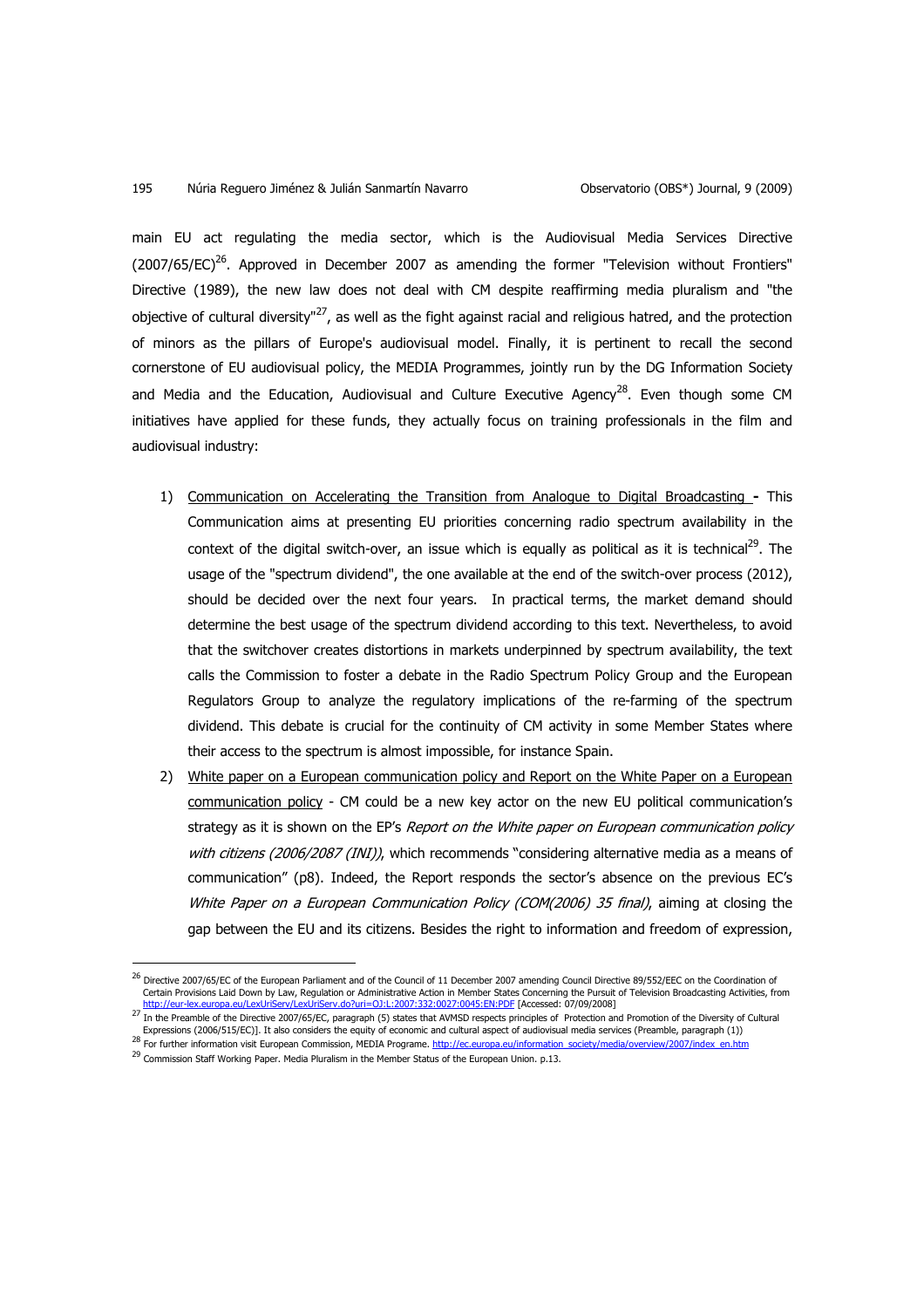main EU act regulating the media sector, which is the Audiovisual Media Services Directive (2007/65/EC)[26]. Approved in December 2007 as amending the former "Television without Frontiers" Directive (1989), the new law does not deal with CM despite reaffirming media pluralism and "the objective of cultural diversity"[27], as well as the fight against racial and religious hatred, and the protection of minors as the pillars of Europe's audiovisual model. Finally, it is pertinent to recall the second cornerstone of EU audiovisual policy, the MEDIA Programmes, jointly run by the DG Information Society and Media and the Education, Audiovisual and Culture Executive Agency[28]. Even though some CM initiatives have applied for these funds, they actually focus on training professionals in the film and audiovisual industry:

1) <u>Communication on Accelerating the Transition from Analogue to Digital Broadcasting</u> - This Communication aims at presenting EU priorities concerning radio spectrum availability in the context of the digital switch-over, an issue which is equally as political as it is technical[29]. The usage of the "spectrum dividend", the one available at the end of the switch-over process (2012), should be decided over the next four years. In practical terms, the market demand should determine the best usage of the spectrum dividend according to this text. Nevertheless, to avoid that the switchover creates distortions in markets underpinned by spectrum availability, the text calls the Commission to foster a debate in the Radio Spectrum Policy Group and the European Regulators Group to analyze the regulatory implications of the re-farming of the spectrum dividend. This debate is crucial for the continuity of CM activity in some Member States where their access to the spectrum is almost impossible, for instance Spain.
2) <u>White paper on a European communication policy and Report on the White Paper on a European communication policy</u> - CM could be a new key actor on the new EU political communication's strategy as it is shown on the EP's *Report on the White paper on European communication policy with citizens (2006/2087 (INI))*, which recommends "considering alternative media as a means of communication" (p8). Indeed, the Report responds the sector's absence on the previous EC's *White Paper on a European Communication Policy (COM(2006) 35 final)*, aiming at closing the gap between the EU and its citizens. Besides the right to information and freedom of expression,

---

[26] Directive 2007/65/EC of the European Parliament and of the Council of 11 December 2007 amending Council Directive 89/552/EEC on the Coordination of Certain Provisions Laid Down by Law, Regulation or Administrative Action in Member States Concerning the Pursuit of Television Broadcasting Activities, from http://eur-lex.europa.eu/LexUriServ/LexUriServ.do?uri=OJ:L:2007:332:0027:0045:EN:PDF [Accessed: 07/09/2008]

[27] In the Preamble of the Directive 2007/65/EC, paragraph (5) states that AVMSD respects principles of Protection and Promotion of the Diversity of Cultural Expressions (2006/515/EC)]. It also considers the equity of economic and cultural aspect of audiovisual media services (Preamble, paragraph (1))

[28] For further information visit European Commission, MEDIA Programe. http://ec.europa.eu/information_society/media/overview/2007/index_en.htm

[29] Commission Staff Working Paper. Media Pluralism in the Member Status of the European Union. p.13.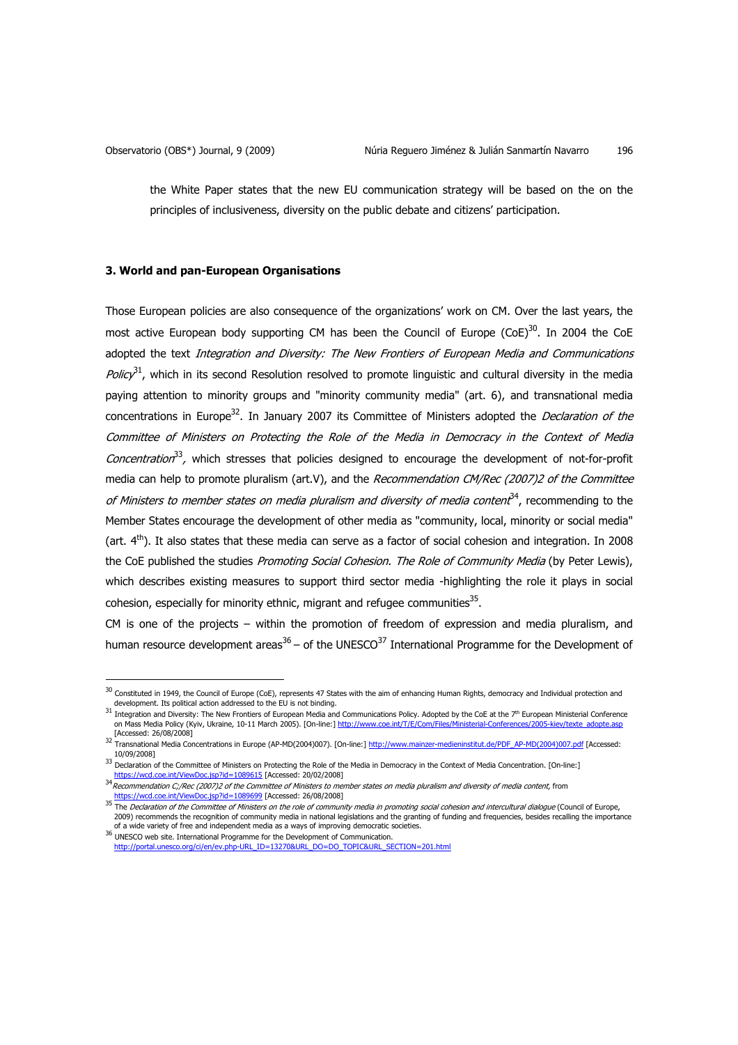the White Paper states that the new EU communication strategy will be based on the on the principles of inclusiveness, diversity on the public debate and citizens' participation.

### 3. World and pan-European Organisations

Those European policies are also consequence of the organizations' work on CM. Over the last years, the most active European body supporting CM has been the Council of Europe (CoE)[30]. In 2004 the CoE adopted the text *Integration and Diversity: The New Frontiers of European Media and Communications Policy*[31], which in its second Resolution resolved to promote linguistic and cultural diversity in the media paying attention to minority groups and "minority community media" (art. 6), and transnational media concentrations in Europe[32]. In January 2007 its Committee of Ministers adopted the *Declaration of the Committee of Ministers on Protecting the Role of the Media in Democracy in the Context of Media Concentration*[33], which stresses that policies designed to encourage the development of not-for-profit media can help to promote pluralism (art.V), and the *Recommendation CM/Rec (2007)2 of the Committee of Ministers to member states on media pluralism and diversity of media content*[34], recommending to the Member States encourage the development of other media as "community, local, minority or social media" (art. 4th). It also states that these media can serve as a factor of social cohesion and integration. In 2008 the CoE published the studies *Promoting Social Cohesion. The Role of Community Media* (by Peter Lewis), which describes existing measures to support third sector media -highlighting the role it plays in social cohesion, especially for minority ethnic, migrant and refugee communities[35].

CM is one of the projects – within the promotion of freedom of expression and media pluralism, and human resource development areas[36] – of the UNESCO[37] International Programme for the Development of

---

[30] Constituted in 1949, the Council of Europe (CoE), represents 47 States with the aim of enhancing Human Rights, democracy and Individual protection and development. Its political action addressed to the EU is not binding.

[31] Integration and Diversity: The New Frontiers of European Media and Communications Policy. Adopted by the CoE at the 7th European Ministerial Conference on Mass Media Policy (Kyiv, Ukraine, 10-11 March 2005). [On-line:] http://www.coe.int/T/E/Com/Files/Ministerial-Conferences/2005-kiev/texte_adopte.asp [Accessed: 26/08/2008]

[32] Transnational Media Concentrations in Europe (AP-MD(2004)007). [On-line:] http://www.mainzer-medieninstitut.de/PDF_AP-MD(2004)007.pdf [Accessed: 10/09/2008]

[33] Declaration of the Committee of Ministers on Protecting the Role of the Media in Democracy in the Context of Media Concentration. [On-line:] https://wcd.coe.int/ViewDoc.jsp?id=1089615 [Accessed: 20/02/2008]

[34] *Recommendation C;/Rec (2007)2 of the Committee of Ministers to member states on media pluralism and diversity of media content,* from https://wcd.coe.int/ViewDoc.jsp?id=1089699 [Accessed: 26/08/2008]

[35] The *Declaration of the Committee of Ministers on the role of community media in promoting social cohesion and intercultural dialogue* (Council of Europe, 2009) recommends the recognition of community media in national legislations and the granting of funding and frequencies, besides recalling the importance of a wide variety of free and independent media as a ways of improving democratic societies.

[36] UNESCO web site. International Programme for the Development of Communication. http://portal.unesco.org/ci/en/ev.php-URL_ID=13270&URL_DO=DO_TOPIC&URL_SECTION=201.html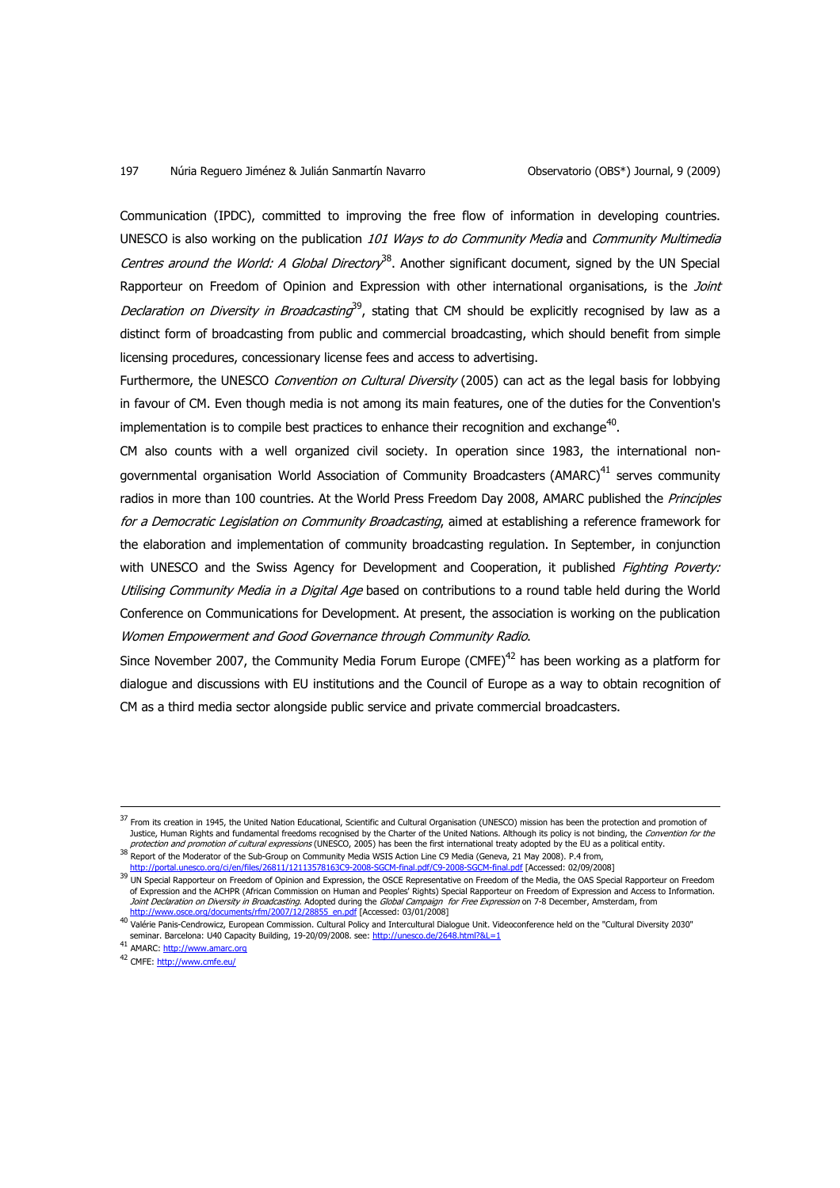Communication (IPDC), committed to improving the free flow of information in developing countries. UNESCO is also working on the publication *101 Ways to do Community Media* and *Community Multimedia Centres around the World: A Global Directory*[38]. Another significant document, signed by the UN Special Rapporteur on Freedom of Opinion and Expression with other international organisations, is the *Joint Declaration on Diversity in Broadcasting*[39], stating that CM should be explicitly recognised by law as a distinct form of broadcasting from public and commercial broadcasting, which should benefit from simple licensing procedures, concessionary license fees and access to advertising.

Furthermore, the UNESCO *Convention on Cultural Diversity* (2005) can act as the legal basis for lobbying in favour of CM. Even though media is not among its main features, one of the duties for the Convention's implementation is to compile best practices to enhance their recognition and exchange[40].

CM also counts with a well organized civil society. In operation since 1983, the international non-governmental organisation World Association of Community Broadcasters (AMARC)[41] serves community radios in more than 100 countries. At the World Press Freedom Day 2008, AMARC published the *Principles for a Democratic Legislation on Community Broadcasting*, aimed at establishing a reference framework for the elaboration and implementation of community broadcasting regulation. In September, in conjunction with UNESCO and the Swiss Agency for Development and Cooperation, it published *Fighting Poverty: Utilising Community Media in a Digital Age* based on contributions to a round table held during the World Conference on Communications for Development. At present, the association is working on the publication *Women Empowerment and Good Governance through Community Radio*.

Since November 2007, the Community Media Forum Europe (CMFE)[42] has been working as a platform for dialogue and discussions with EU institutions and the Council of Europe as a way to obtain recognition of CM as a third media sector alongside public service and private commercial broadcasters.

---

[37] From its creation in 1945, the United Nation Educational, Scientific and Cultural Organisation (UNESCO) mission has been the protection and promotion of Justice, Human Rights and fundamental freedoms recognised by the Charter of the United Nations. Although its policy is not binding, the *Convention for the protection and promotion of cultural expressions* (UNESCO, 2005) has been the first international treaty adopted by the EU as a political entity.

[38] Report of the Moderator of the Sub-Group on Community Media WSIS Action Line C9 Media (Geneva, 21 May 2008). P.4 from, http://portal.unesco.org/ci/en/files/26811/12113578163C9-2008-SGCM-final.pdf/C9-2008-SGCM-final.pdf [Accessed: 02/09/2008]

[39] UN Special Rapporteur on Freedom of Opinion and Expression, the OSCE Representative on Freedom of the Media, the OAS Special Rapporteur on Freedom of Expression and the ACHPR (African Commission on Human and Peoples' Rights) Special Rapporteur on Freedom of Expression and Access to Information. *Joint Declaration on Diversity in Broadcasting*. Adopted during the *Global Campaign for Free Expression* on 7-8 December, Amsterdam, from http://www.osce.org/documents/rfm/2007/12/28855_en.pdf [Accessed: 03/01/2008]

[40] Valérie Panis-Cendrowicz, European Commission. Cultural Policy and Intercultural Dialogue Unit. Videoconference held on the "Cultural Diversity 2030" seminar. Barcelona: U40 Capacity Building, 19-20/09/2008. see: http://unesco.de/2648.html?&L=1

[41] AMARC: http://www.amarc.org

[42] CMFE: http://www.cmfe.eu/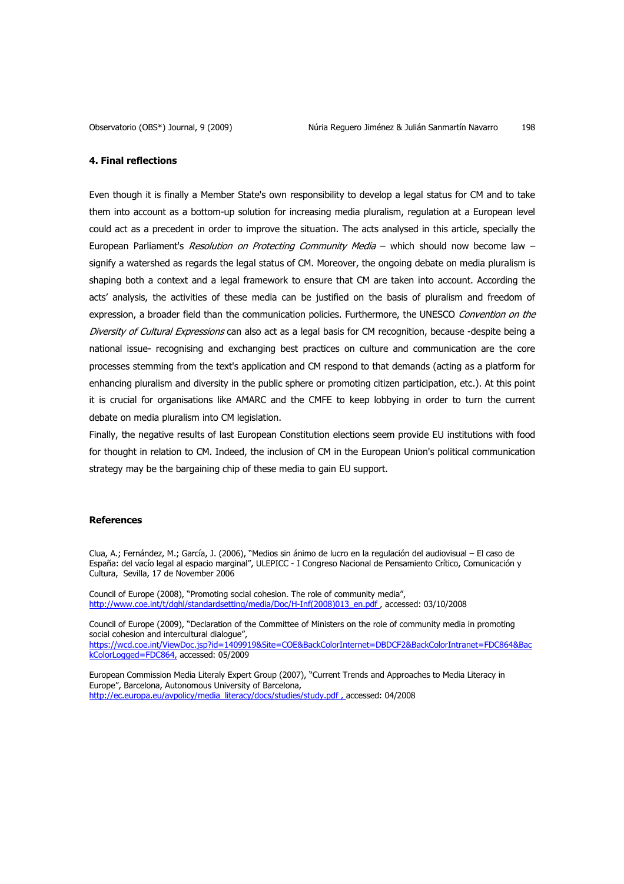## 4. Final reflections

Even though it is finally a Member State's own responsibility to develop a legal status for CM and to take them into account as a bottom-up solution for increasing media pluralism, regulation at a European level could act as a precedent in order to improve the situation. The acts analysed in this article, specially the European Parliament's *Resolution on Protecting Community Media* – which should now become law – signify a watershed as regards the legal status of CM. Moreover, the ongoing debate on media pluralism is shaping both a context and a legal framework to ensure that CM are taken into account. According the acts' analysis, the activities of these media can be justified on the basis of pluralism and freedom of expression, a broader field than the communication policies. Furthermore, the UNESCO *Convention on the Diversity of Cultural Expressions* can also act as a legal basis for CM recognition, because -despite being a national issue- recognising and exchanging best practices on culture and communication are the core processes stemming from the text's application and CM respond to that demands (acting as a platform for enhancing pluralism and diversity in the public sphere or promoting citizen participation, etc.). At this point it is crucial for organisations like AMARC and the CMFE to keep lobbying in order to turn the current debate on media pluralism into CM legislation.

Finally, the negative results of last European Constitution elections seem provide EU institutions with food for thought in relation to CM. Indeed, the inclusion of CM in the European Union's political communication strategy may be the bargaining chip of these media to gain EU support.

## References

Clua, A.; Fernández, M.; García, J. (2006), "Medios sin ánimo de lucro en la regulación del audiovisual – El caso de España: del vacío legal al espacio marginal", ULEPICC - I Congreso Nacional de Pensamiento Crítico, Comunicación y Cultura, Sevilla, 17 de November 2006

Council of Europe (2008), "Promoting social cohesion. The role of community media", http://www.coe.int/t/dghl/standardsetting/media/Doc/H-Inf(2008)013_en.pdf , accessed: 03/10/2008

Council of Europe (2009), "Declaration of the Committee of Ministers on the role of community media in promoting social cohesion and intercultural dialogue", https://wcd.coe.int/ViewDoc.jsp?id=1409919&Site=COE&BackColorInternet=DBDCF2&BackColorIntranet=FDC864&BackColorLogged=FDC864, accessed: 05/2009

European Commission Media Literaly Expert Group (2007), "Current Trends and Approaches to Media Literacy in Europe", Barcelona, Autonomous University of Barcelona, http://ec.europa.eu/avpolicy/media_literacy/docs/studies/study.pdf , accessed: 04/2008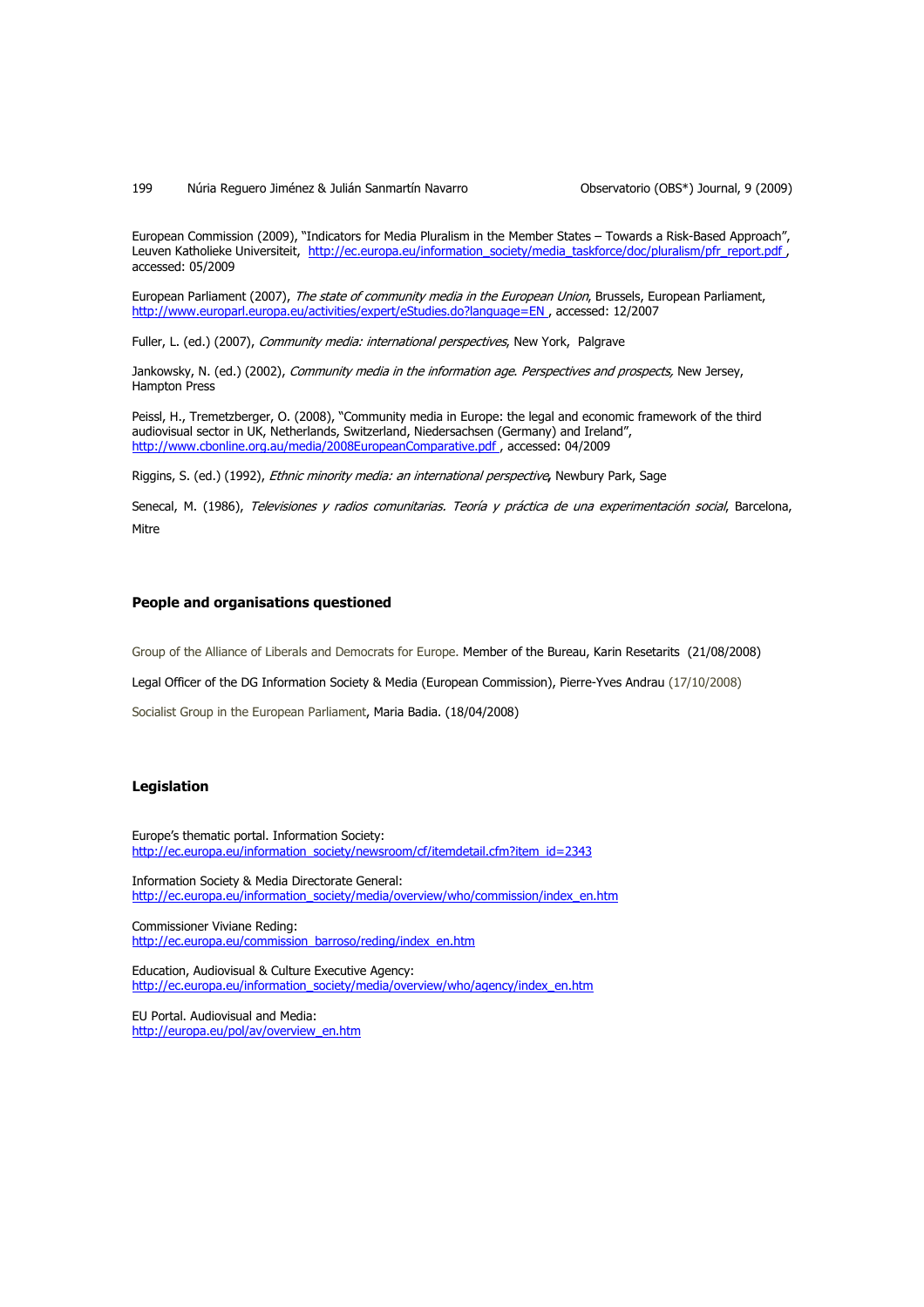European Commission (2009), "Indicators for Media Pluralism in the Member States – Towards a Risk-Based Approach", Leuven Katholieke Universiteit, http://ec.europa.eu/information_society/media_taskforce/doc/pluralism/pfr_report.pdf , accessed: 05/2009

European Parliament (2007), *The state of community media in the European Union*, Brussels, European Parliament, http://www.europarl.europa.eu/activities/expert/eStudies.do?language=EN , accessed: 12/2007

Fuller, L. (ed.) (2007), *Community media: international perspectives*, New York, Palgrave

Jankowsky, N. (ed.) (2002), *Community media in the information age. Perspectives and prospects,* New Jersey, Hampton Press

Peissl, H., Tremetzberger, O. (2008), "Community media in Europe: the legal and economic framework of the third audiovisual sector in UK, Netherlands, Switzerland, Niedersachsen (Germany) and Ireland", http://www.cbonline.org.au/media/2008EuropeanComparative.pdf , accessed: 04/2009

Riggins, S. (ed.) (1992), *Ethnic minority media: an international perspective***,** Newbury Park, Sage

Senecal, M. (1986), *Televisiones y radios comunitarias. Teoría y práctica de una experimentación social*, Barcelona, Mitre

## People and organisations questioned

Group of the Alliance of Liberals and Democrats for Europe. Member of the Bureau, Karin Resetarits (21/08/2008)

Legal Officer of the DG Information Society & Media (European Commission), Pierre-Yves Andrau (17/10/2008)

Socialist Group in the European Parliament, Maria Badia. (18/04/2008)

## Legislation

Europe's thematic portal. Information Society:
http://ec.europa.eu/information_society/newsroom/cf/itemdetail.cfm?item_id=2343

Information Society & Media Directorate General:
http://ec.europa.eu/information_society/media/overview/who/commission/index_en.htm

Commissioner Viviane Reding:
http://ec.europa.eu/commission_barroso/reding/index_en.htm

Education, Audiovisual & Culture Executive Agency:
http://ec.europa.eu/information_society/media/overview/who/agency/index_en.htm

EU Portal. Audiovisual and Media:
http://europa.eu/pol/av/overview_en.htm